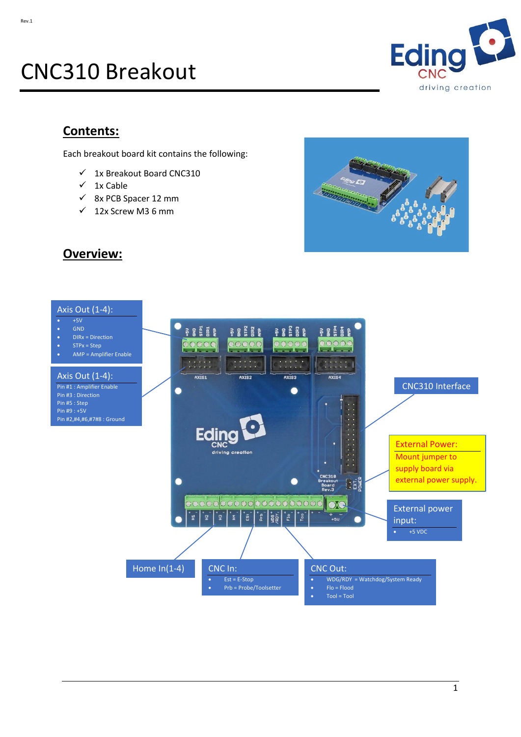Rev.1

# CNC310 Breakout

## Contents:

Each breakout board kit contains the following:

- ✓ 1x Breakout Board CNC310
- ✓ 1x Cable
- ✓ 8x PCB Spacer 12 mm
- ✓ 12x Screw M3 6 mm

## Overview:

**Axis Out (1-4):**

- +5V
- GND
- DIRx = Direction
- STPx = Step
- AMP = Amplifier Enable

**Axis Out (1-4):**

Pin #1 : Amplifier Enable
Pin #3 : Direction
Pin #5 : Step
Pin #9 : +5V
Pin #2,#4,#6,#7#8 : Ground

**CNC310 Interface**

**External Power:**
Mount jumper to supply board via external power supply.

**External power input:**

- +5 VDC

**Home In(1-4)**

**CNC In:**

- Est = E-Stop
- Prb = Probe/Toolsetter

**CNC Out:**

- WDG/RDY = Watchdog/System Ready
- Flo = Flood
- Tool = Tool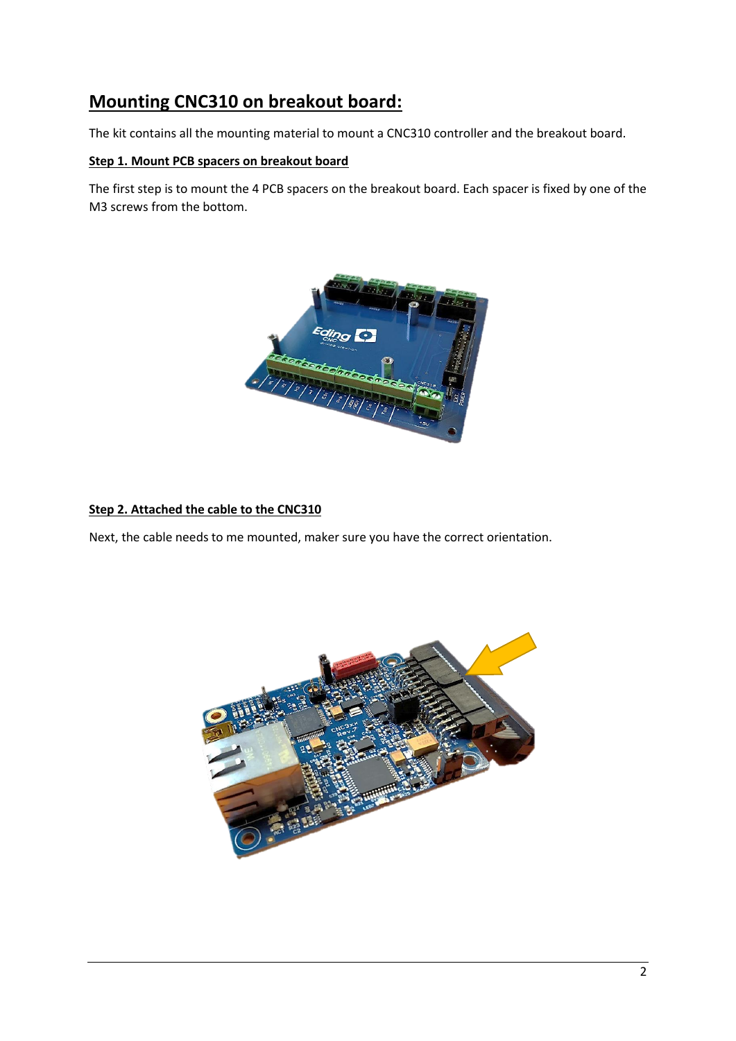## Mounting CNC310 on breakout board:

The kit contains all the mounting material to mount a CNC310 controller and the breakout board.

### Step 1. Mount PCB spacers on breakout board

The first step is to mount the 4 PCB spacers on the breakout board. Each spacer is fixed by one of the M3 screws from the bottom.

### Step 2. Attached the cable to the CNC310

Next, the cable needs to me mounted, maker sure you have the correct orientation.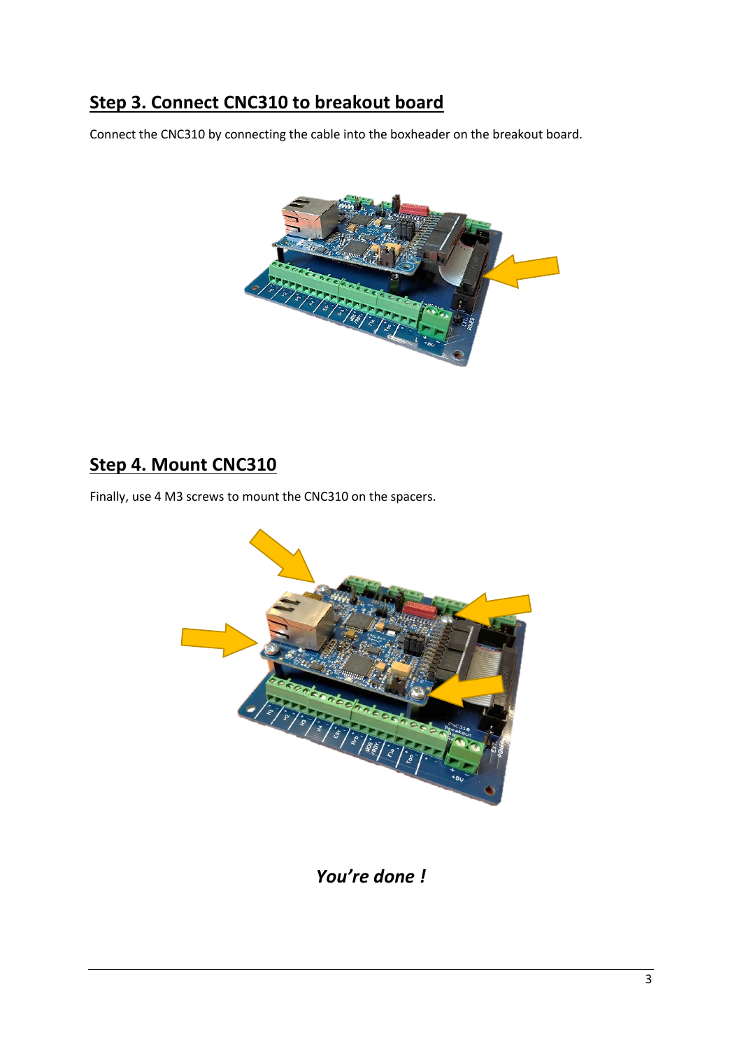## Step 3. Connect CNC310 to breakout board

Connect the CNC310 by connecting the cable into the boxheader on the breakout board.

## Step 4. Mount CNC310

Finally, use 4 M3 screws to mount the CNC310 on the spacers.

*You're done !*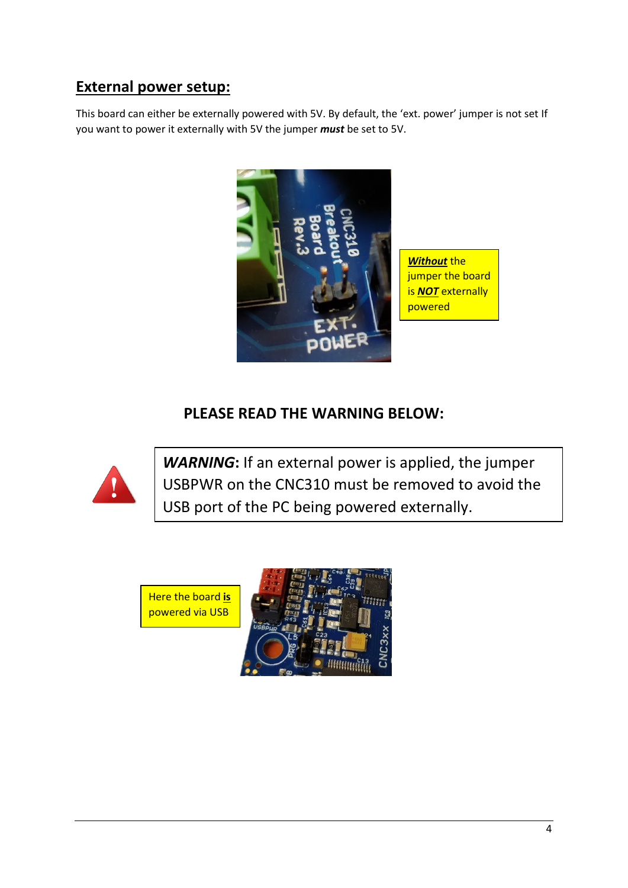## External power setup:

This board can either be externally powered with 5V. By default, the 'ext. power' jumper is not set If you want to power it externally with 5V the jumper ***must*** be set to 5V.

***Without*** the jumper the board is ***NOT*** externally powered

### PLEASE READ THE WARNING BELOW:

***WARNING***: If an external power is applied, the jumper USBPWR on the CNC310 must be removed to avoid the USB port of the PC being powered externally.

Here the board **is** powered via USB